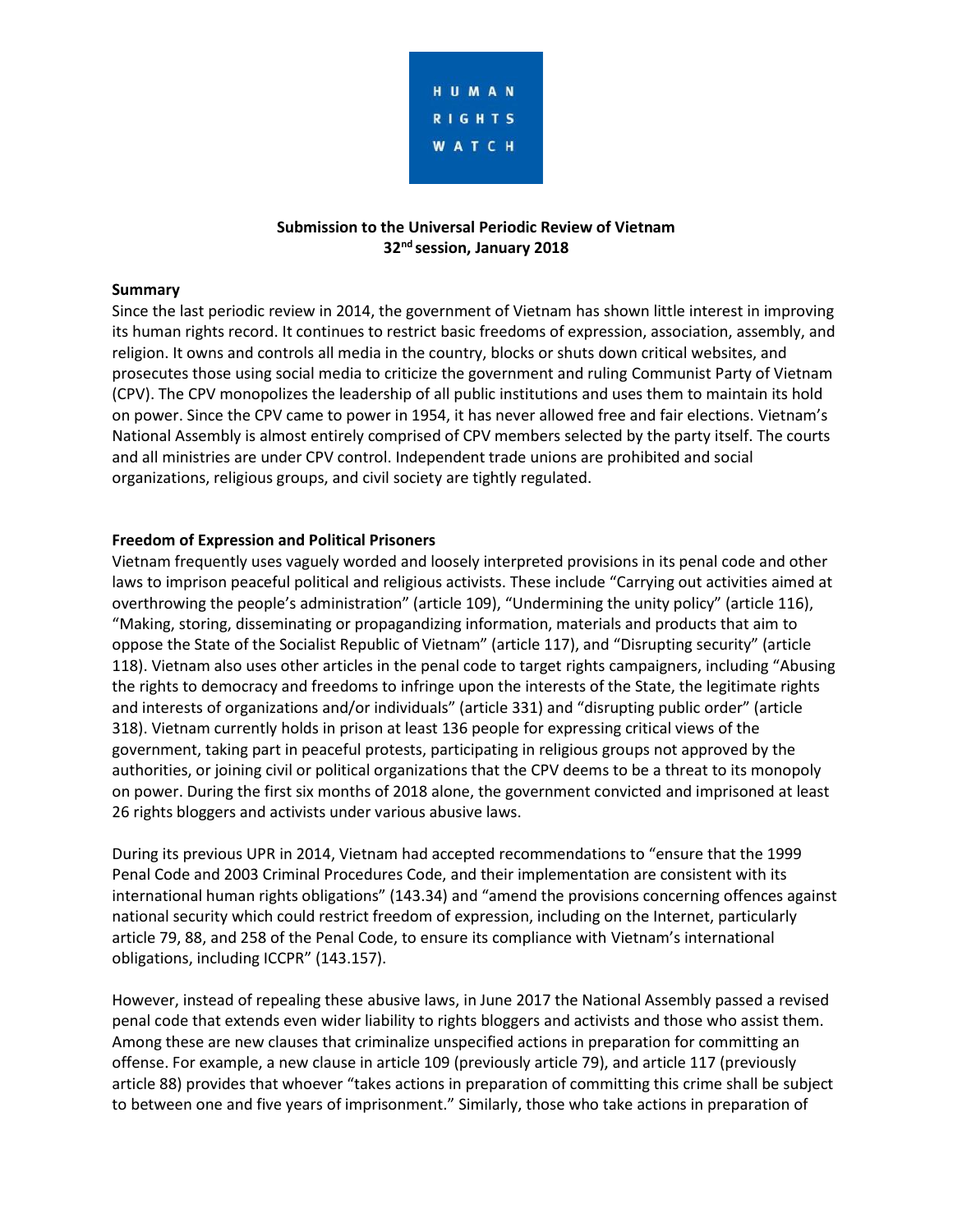HUMAN RIGHTS WATCH

**Submission to the Universal Periodic Review of Vietnam**
**32nd session, January 2018**

**Summary**

Since the last periodic review in 2014, the government of Vietnam has shown little interest in improving its human rights record. It continues to restrict basic freedoms of expression, association, assembly, and religion. It owns and controls all media in the country, blocks or shuts down critical websites, and prosecutes those using social media to criticize the government and ruling Communist Party of Vietnam (CPV). The CPV monopolizes the leadership of all public institutions and uses them to maintain its hold on power. Since the CPV came to power in 1954, it has never allowed free and fair elections. Vietnam's National Assembly is almost entirely comprised of CPV members selected by the party itself. The courts and all ministries are under CPV control. Independent trade unions are prohibited and social organizations, religious groups, and civil society are tightly regulated.

**Freedom of Expression and Political Prisoners**

Vietnam frequently uses vaguely worded and loosely interpreted provisions in its penal code and other laws to imprison peaceful political and religious activists. These include "Carrying out activities aimed at overthrowing the people's administration" (article 109), "Undermining the unity policy" (article 116), "Making, storing, disseminating or propagandizing information, materials and products that aim to oppose the State of the Socialist Republic of Vietnam" (article 117), and "Disrupting security" (article 118). Vietnam also uses other articles in the penal code to target rights campaigners, including "Abusing the rights to democracy and freedoms to infringe upon the interests of the State, the legitimate rights and interests of organizations and/or individuals" (article 331) and "disrupting public order" (article 318). Vietnam currently holds in prison at least 136 people for expressing critical views of the government, taking part in peaceful protests, participating in religious groups not approved by the authorities, or joining civil or political organizations that the CPV deems to be a threat to its monopoly on power. During the first six months of 2018 alone, the government convicted and imprisoned at least 26 rights bloggers and activists under various abusive laws.

During its previous UPR in 2014, Vietnam had accepted recommendations to "ensure that the 1999 Penal Code and 2003 Criminal Procedures Code, and their implementation are consistent with its international human rights obligations" (143.34) and "amend the provisions concerning offences against national security which could restrict freedom of expression, including on the Internet, particularly article 79, 88, and 258 of the Penal Code, to ensure its compliance with Vietnam's international obligations, including ICCPR" (143.157).

However, instead of repealing these abusive laws, in June 2017 the National Assembly passed a revised penal code that extends even wider liability to rights bloggers and activists and those who assist them. Among these are new clauses that criminalize unspecified actions in preparation for committing an offense. For example, a new clause in article 109 (previously article 79), and article 117 (previously article 88) provides that whoever "takes actions in preparation of committing this crime shall be subject to between one and five years of imprisonment." Similarly, those who take actions in preparation of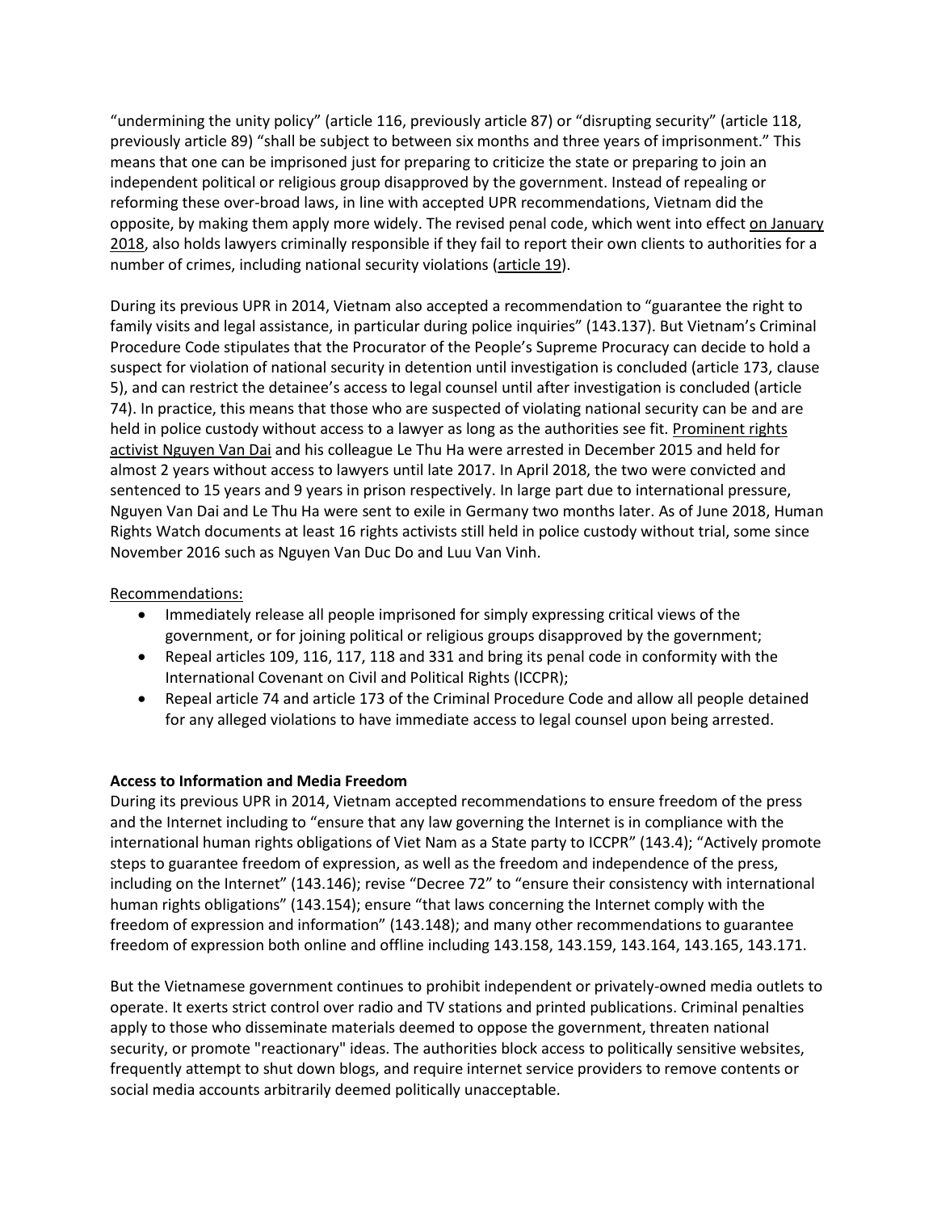"undermining the unity policy" (article 116, previously article 87) or "disrupting security" (article 118, previously article 89) "shall be subject to between six months and three years of imprisonment." This means that one can be imprisoned just for preparing to criticize the state or preparing to join an independent political or religious group disapproved by the government. Instead of repealing or reforming these over-broad laws, in line with accepted UPR recommendations, Vietnam did the opposite, by making them apply more widely. The revised penal code, which went into effect on January 2018, also holds lawyers criminally responsible if they fail to report their own clients to authorities for a number of crimes, including national security violations (article 19).

During its previous UPR in 2014, Vietnam also accepted a recommendation to "guarantee the right to family visits and legal assistance, in particular during police inquiries" (143.137). But Vietnam's Criminal Procedure Code stipulates that the Procurator of the People's Supreme Procuracy can decide to hold a suspect for violation of national security in detention until investigation is concluded (article 173, clause 5), and can restrict the detainee's access to legal counsel until after investigation is concluded (article 74). In practice, this means that those who are suspected of violating national security can be and are held in police custody without access to a lawyer as long as the authorities see fit. Prominent rights activist Nguyen Van Dai and his colleague Le Thu Ha were arrested in December 2015 and held for almost 2 years without access to lawyers until late 2017. In April 2018, the two were convicted and sentenced to 15 years and 9 years in prison respectively. In large part due to international pressure, Nguyen Van Dai and Le Thu Ha were sent to exile in Germany two months later. As of June 2018, Human Rights Watch documents at least 16 rights activists still held in police custody without trial, some since November 2016 such as Nguyen Van Duc Do and Luu Van Vinh.

Recommendations:

- Immediately release all people imprisoned for simply expressing critical views of the government, or for joining political or religious groups disapproved by the government;
- Repeal articles 109, 116, 117, 118 and 331 and bring its penal code in conformity with the International Covenant on Civil and Political Rights (ICCPR);
- Repeal article 74 and article 173 of the Criminal Procedure Code and allow all people detained for any alleged violations to have immediate access to legal counsel upon being arrested.

**Access to Information and Media Freedom**

During its previous UPR in 2014, Vietnam accepted recommendations to ensure freedom of the press and the Internet including to "ensure that any law governing the Internet is in compliance with the international human rights obligations of Viet Nam as a State party to ICCPR" (143.4); "Actively promote steps to guarantee freedom of expression, as well as the freedom and independence of the press, including on the Internet" (143.146); revise "Decree 72" to "ensure their consistency with international human rights obligations" (143.154); ensure "that laws concerning the Internet comply with the freedom of expression and information" (143.148); and many other recommendations to guarantee freedom of expression both online and offline including 143.158, 143.159, 143.164, 143.165, 143.171.

But the Vietnamese government continues to prohibit independent or privately-owned media outlets to operate. It exerts strict control over radio and TV stations and printed publications. Criminal penalties apply to those who disseminate materials deemed to oppose the government, threaten national security, or promote "reactionary" ideas. The authorities block access to politically sensitive websites, frequently attempt to shut down blogs, and require internet service providers to remove contents or social media accounts arbitrarily deemed politically unacceptable.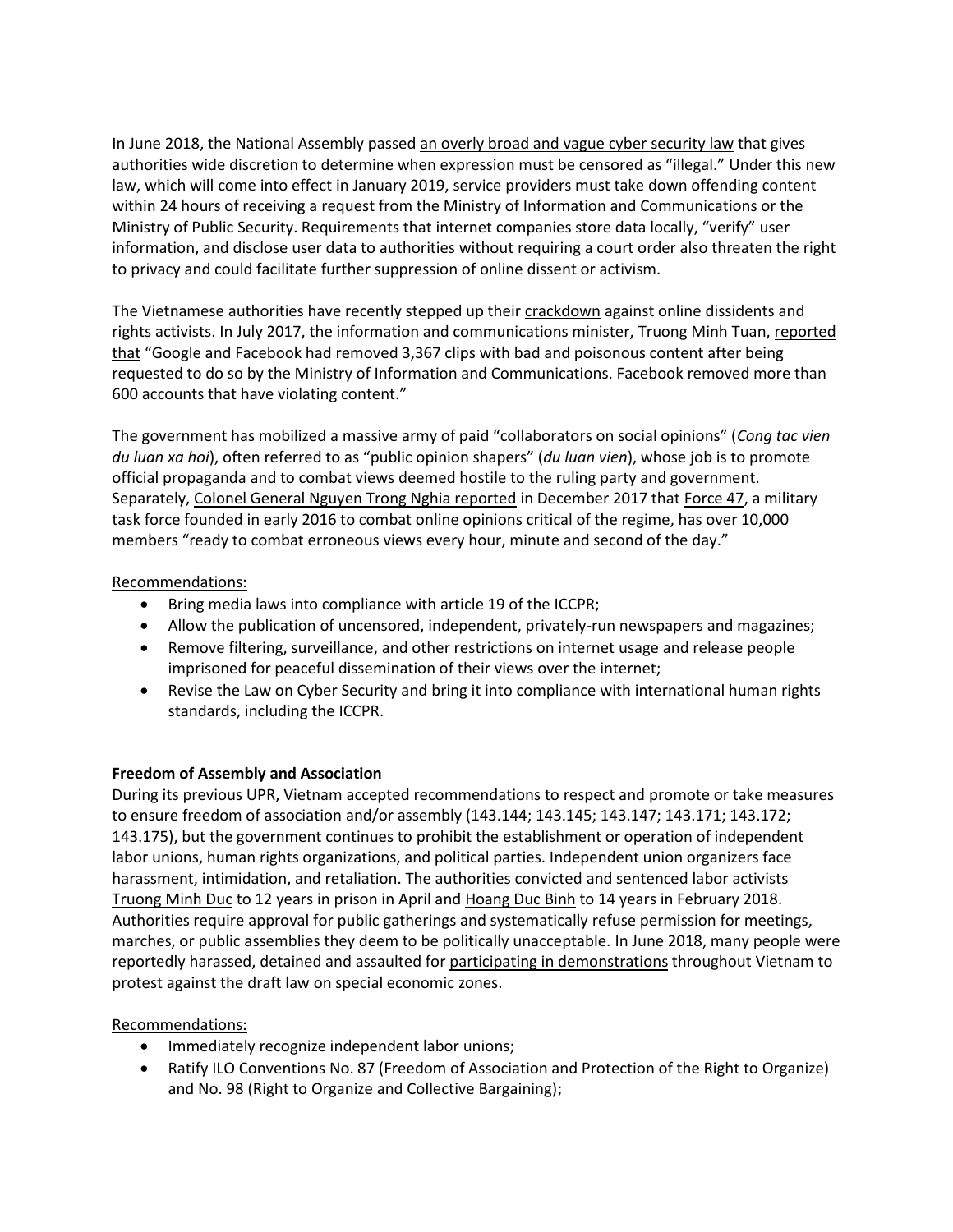In June 2018, the National Assembly passed an overly broad and vague cyber security law that gives authorities wide discretion to determine when expression must be censored as "illegal." Under this new law, which will come into effect in January 2019, service providers must take down offending content within 24 hours of receiving a request from the Ministry of Information and Communications or the Ministry of Public Security. Requirements that internet companies store data locally, "verify" user information, and disclose user data to authorities without requiring a court order also threaten the right to privacy and could facilitate further suppression of online dissent or activism.

The Vietnamese authorities have recently stepped up their crackdown against online dissidents and rights activists. In July 2017, the information and communications minister, Truong Minh Tuan, reported that "Google and Facebook had removed 3,367 clips with bad and poisonous content after being requested to do so by the Ministry of Information and Communications. Facebook removed more than 600 accounts that have violating content."

The government has mobilized a massive army of paid "collaborators on social opinions" (*Cong tac vien du luan xa hoi*), often referred to as "public opinion shapers" (*du luan vien*), whose job is to promote official propaganda and to combat views deemed hostile to the ruling party and government. Separately, Colonel General Nguyen Trong Nghia reported in December 2017 that Force 47, a military task force founded in early 2016 to combat online opinions critical of the regime, has over 10,000 members "ready to combat erroneous views every hour, minute and second of the day."

Recommendations:

- Bring media laws into compliance with article 19 of the ICCPR;
- Allow the publication of uncensored, independent, privately-run newspapers and magazines;
- Remove filtering, surveillance, and other restrictions on internet usage and release people imprisoned for peaceful dissemination of their views over the internet;
- Revise the Law on Cyber Security and bring it into compliance with international human rights standards, including the ICCPR.

**Freedom of Assembly and Association**

During its previous UPR, Vietnam accepted recommendations to respect and promote or take measures to ensure freedom of association and/or assembly (143.144; 143.145; 143.147; 143.171; 143.172; 143.175), but the government continues to prohibit the establishment or operation of independent labor unions, human rights organizations, and political parties. Independent union organizers face harassment, intimidation, and retaliation. The authorities convicted and sentenced labor activists Truong Minh Duc to 12 years in prison in April and Hoang Duc Binh to 14 years in February 2018. Authorities require approval for public gatherings and systematically refuse permission for meetings, marches, or public assemblies they deem to be politically unacceptable. In June 2018, many people were reportedly harassed, detained and assaulted for participating in demonstrations throughout Vietnam to protest against the draft law on special economic zones.

Recommendations:

- Immediately recognize independent labor unions;
- Ratify ILO Conventions No. 87 (Freedom of Association and Protection of the Right to Organize) and No. 98 (Right to Organize and Collective Bargaining);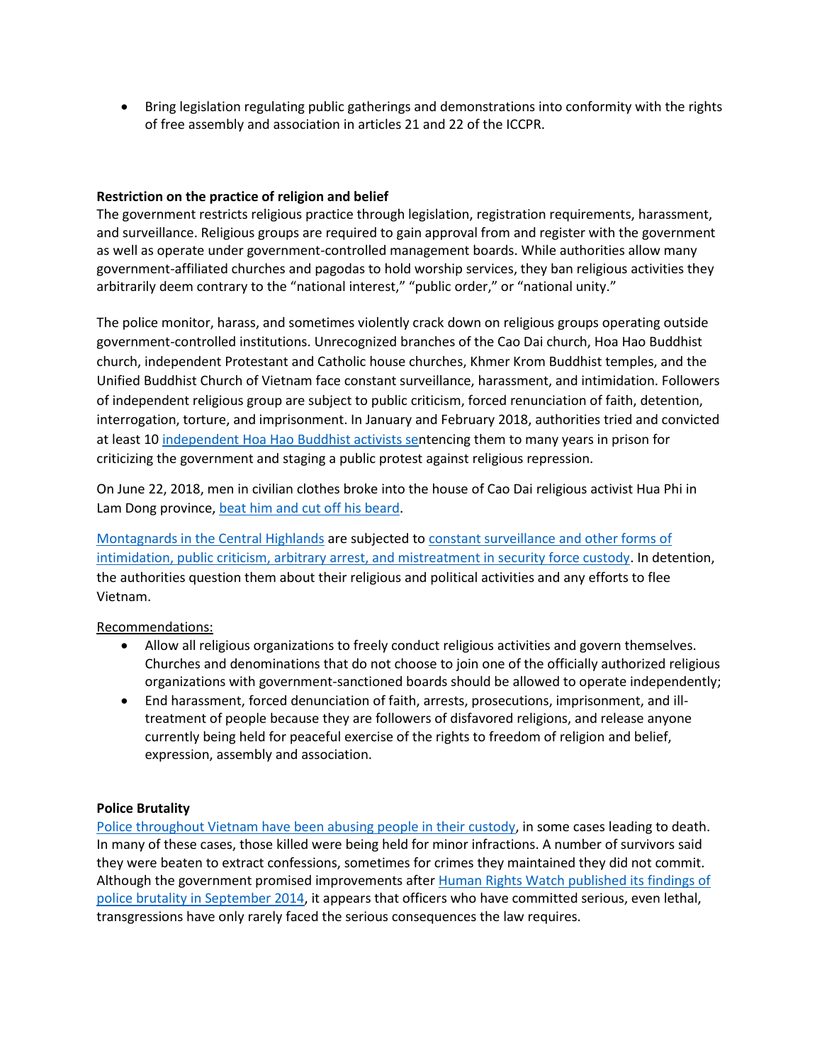- Bring legislation regulating public gatherings and demonstrations into conformity with the rights of free assembly and association in articles 21 and 22 of the ICCPR.

**Restriction on the practice of religion and belief**

The government restricts religious practice through legislation, registration requirements, harassment, and surveillance. Religious groups are required to gain approval from and register with the government as well as operate under government-controlled management boards. While authorities allow many government-affiliated churches and pagodas to hold worship services, they ban religious activities they arbitrarily deem contrary to the "national interest," "public order," or "national unity."

The police monitor, harass, and sometimes violently crack down on religious groups operating outside government-controlled institutions. Unrecognized branches of the Cao Dai church, Hoa Hao Buddhist church, independent Protestant and Catholic house churches, Khmer Krom Buddhist temples, and the Unified Buddhist Church of Vietnam face constant surveillance, harassment, and intimidation. Followers of independent religious group are subject to public criticism, forced renunciation of faith, detention, interrogation, torture, and imprisonment. In January and February 2018, authorities tried and convicted at least 10 independent Hoa Hao Buddhist activists sentencing them to many years in prison for criticizing the government and staging a public protest against religious repression.

On June 22, 2018, men in civilian clothes broke into the house of Cao Dai religious activist Hua Phi in Lam Dong province, beat him and cut off his beard.

Montagnards in the Central Highlands are subjected to constant surveillance and other forms of intimidation, public criticism, arbitrary arrest, and mistreatment in security force custody. In detention, the authorities question them about their religious and political activities and any efforts to flee Vietnam.

Recommendations:

- Allow all religious organizations to freely conduct religious activities and govern themselves. Churches and denominations that do not choose to join one of the officially authorized religious organizations with government-sanctioned boards should be allowed to operate independently;
- End harassment, forced denunciation of faith, arrests, prosecutions, imprisonment, and ill-treatment of people because they are followers of disfavored religions, and release anyone currently being held for peaceful exercise of the rights to freedom of religion and belief, expression, assembly and association.

**Police Brutality**

Police throughout Vietnam have been abusing people in their custody, in some cases leading to death. In many of these cases, those killed were being held for minor infractions. A number of survivors said they were beaten to extract confessions, sometimes for crimes they maintained they did not commit. Although the government promised improvements after Human Rights Watch published its findings of police brutality in September 2014, it appears that officers who have committed serious, even lethal, transgressions have only rarely faced the serious consequences the law requires.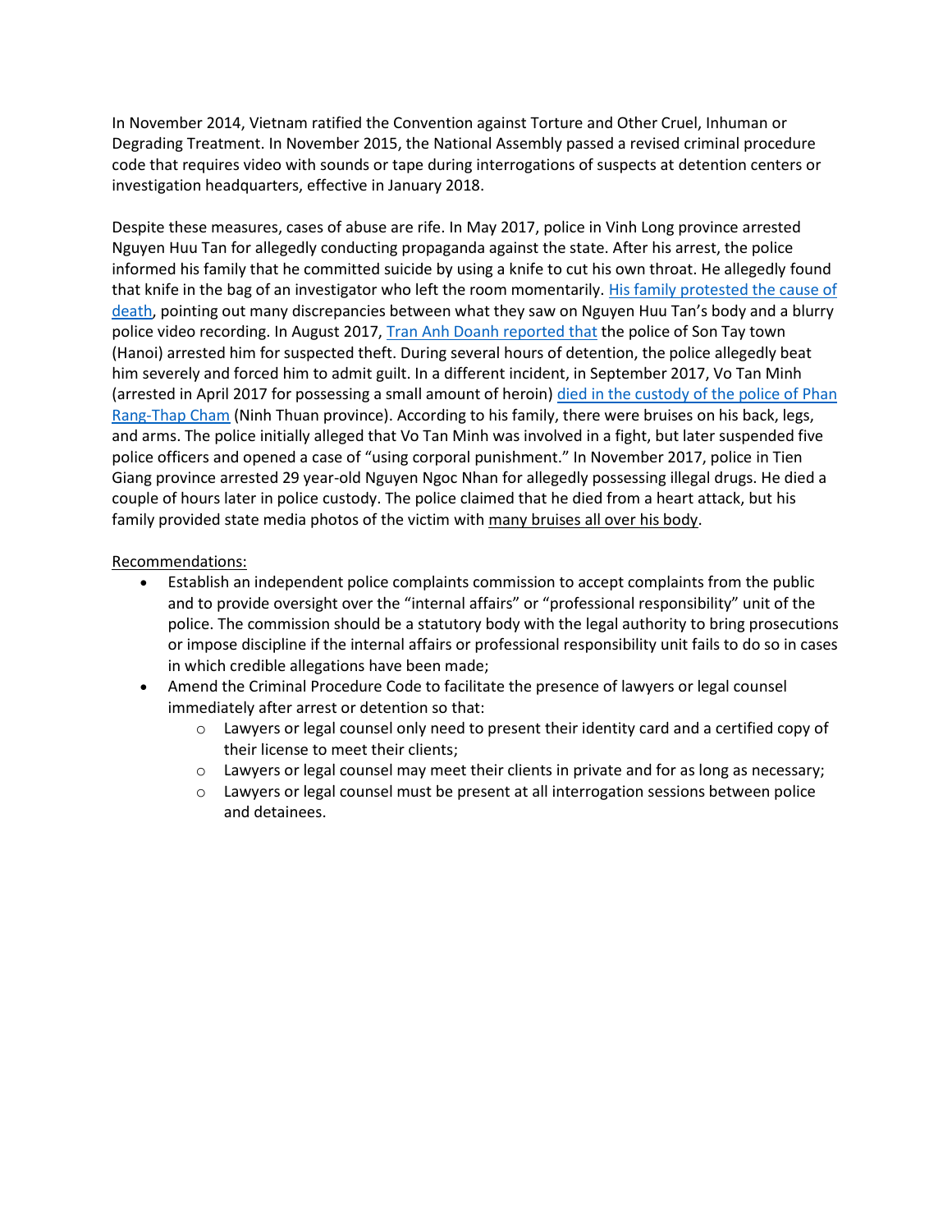In November 2014, Vietnam ratified the Convention against Torture and Other Cruel, Inhuman or Degrading Treatment. In November 2015, the National Assembly passed a revised criminal procedure code that requires video with sounds or tape during interrogations of suspects at detention centers or investigation headquarters, effective in January 2018.

Despite these measures, cases of abuse are rife. In May 2017, police in Vinh Long province arrested Nguyen Huu Tan for allegedly conducting propaganda against the state. After his arrest, the police informed his family that he committed suicide by using a knife to cut his own throat. He allegedly found that knife in the bag of an investigator who left the room momentarily. His family protested the cause of death, pointing out many discrepancies between what they saw on Nguyen Huu Tan's body and a blurry police video recording. In August 2017, Tran Anh Doanh reported that the police of Son Tay town (Hanoi) arrested him for suspected theft. During several hours of detention, the police allegedly beat him severely and forced him to admit guilt. In a different incident, in September 2017, Vo Tan Minh (arrested in April 2017 for possessing a small amount of heroin) died in the custody of the police of Phan Rang-Thap Cham (Ninh Thuan province). According to his family, there were bruises on his back, legs, and arms. The police initially alleged that Vo Tan Minh was involved in a fight, but later suspended five police officers and opened a case of "using corporal punishment." In November 2017, police in Tien Giang province arrested 29 year-old Nguyen Ngoc Nhan for allegedly possessing illegal drugs. He died a couple of hours later in police custody. The police claimed that he died from a heart attack, but his family provided state media photos of the victim with many bruises all over his body.

Recommendations:

- Establish an independent police complaints commission to accept complaints from the public and to provide oversight over the "internal affairs" or "professional responsibility" unit of the police. The commission should be a statutory body with the legal authority to bring prosecutions or impose discipline if the internal affairs or professional responsibility unit fails to do so in cases in which credible allegations have been made;
- Amend the Criminal Procedure Code to facilitate the presence of lawyers or legal counsel immediately after arrest or detention so that:
  - Lawyers or legal counsel only need to present their identity card and a certified copy of their license to meet their clients;
  - Lawyers or legal counsel may meet their clients in private and for as long as necessary;
  - Lawyers or legal counsel must be present at all interrogation sessions between police and detainees.